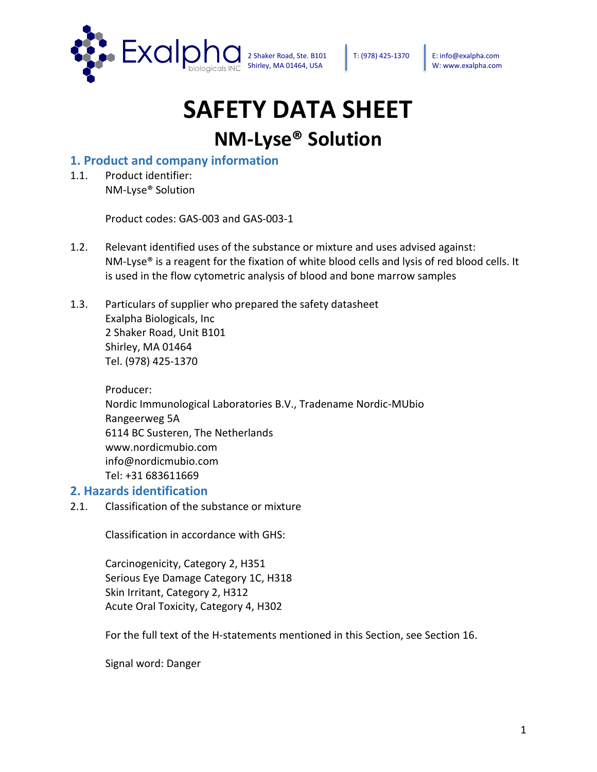Exalpha biologicals INC

2 Shaker Road, Ste. B101
Shirley, MA 01464, USA

T: (978) 425-1370

E: info@exalpha.com
W: www.exalpha.com

# SAFETY DATA SHEET

## NM-Lyse® Solution

### 1. Product and company information

1.1. Product identifier:
NM-Lyse® Solution

Product codes: GAS-003 and GAS-003-1

1.2. Relevant identified uses of the substance or mixture and uses advised against:
NM-Lyse® is a reagent for the fixation of white blood cells and lysis of red blood cells. It is used in the flow cytometric analysis of blood and bone marrow samples

1.3. Particulars of supplier who prepared the safety datasheet
Exalpha Biologicals, Inc
2 Shaker Road, Unit B101
Shirley, MA 01464
Tel. (978) 425-1370

Producer:
Nordic Immunological Laboratories B.V., Tradename Nordic-MUbio
Rangeerweg 5A
6114 BC Susteren, The Netherlands
www.nordicmubio.com
info@nordicmubio.com
Tel: +31 683611669

### 2. Hazards identification

2.1. Classification of the substance or mixture

Classification in accordance with GHS:

Carcinogenicity, Category 2, H351
Serious Eye Damage Category 1C, H318
Skin Irritant, Category 2, H312
Acute Oral Toxicity, Category 4, H302

For the full text of the H-statements mentioned in this Section, see Section 16.

Signal word: Danger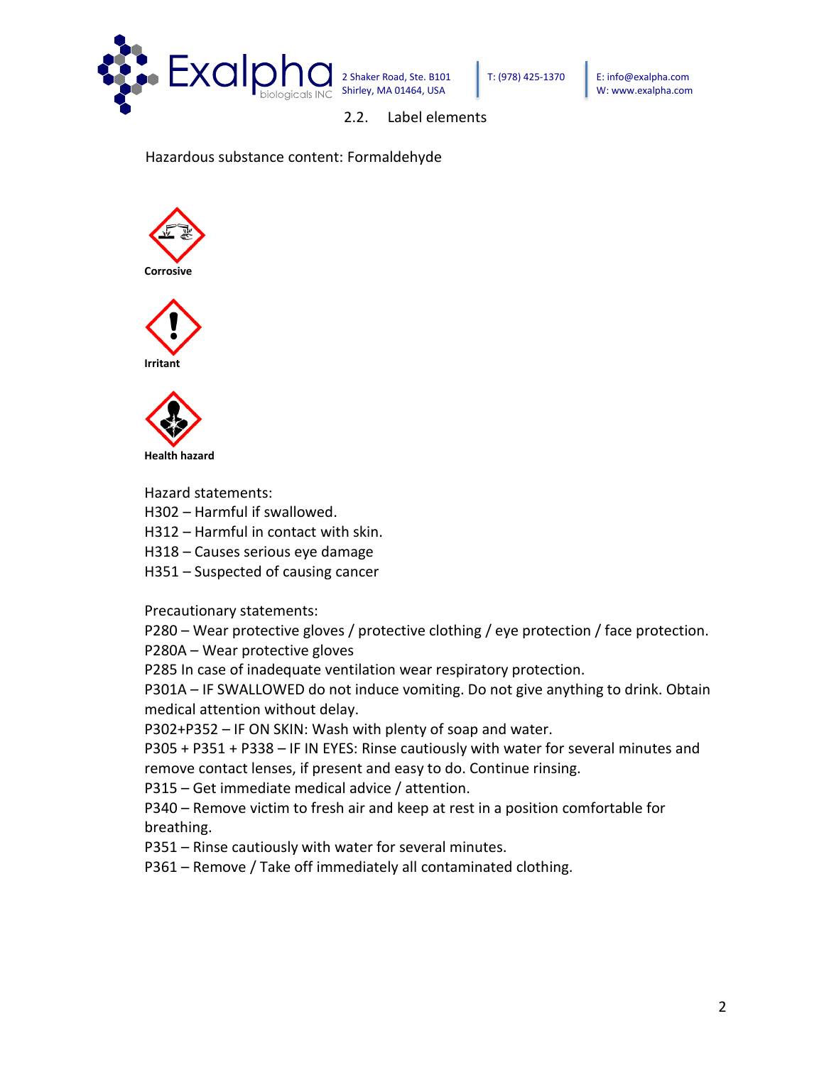## 2.2. Label elements

Hazardous substance content: Formaldehyde

**Corrosive**

**Irritant**

**Health hazard**

Hazard statements:
H302 – Harmful if swallowed.
H312 – Harmful in contact with skin.
H318 – Causes serious eye damage
H351 – Suspected of causing cancer

Precautionary statements:
P280 – Wear protective gloves / protective clothing / eye protection / face protection.
P280A – Wear protective gloves
P285 In case of inadequate ventilation wear respiratory protection.
P301A – IF SWALLOWED do not induce vomiting. Do not give anything to drink. Obtain medical attention without delay.
P302+P352 – IF ON SKIN: Wash with plenty of soap and water.
P305 + P351 + P338 – IF IN EYES: Rinse cautiously with water for several minutes and remove contact lenses, if present and easy to do. Continue rinsing.
P315 – Get immediate medical advice / attention.
P340 – Remove victim to fresh air and keep at rest in a position comfortable for breathing.
P351 – Rinse cautiously with water for several minutes.
P361 – Remove / Take off immediately all contaminated clothing.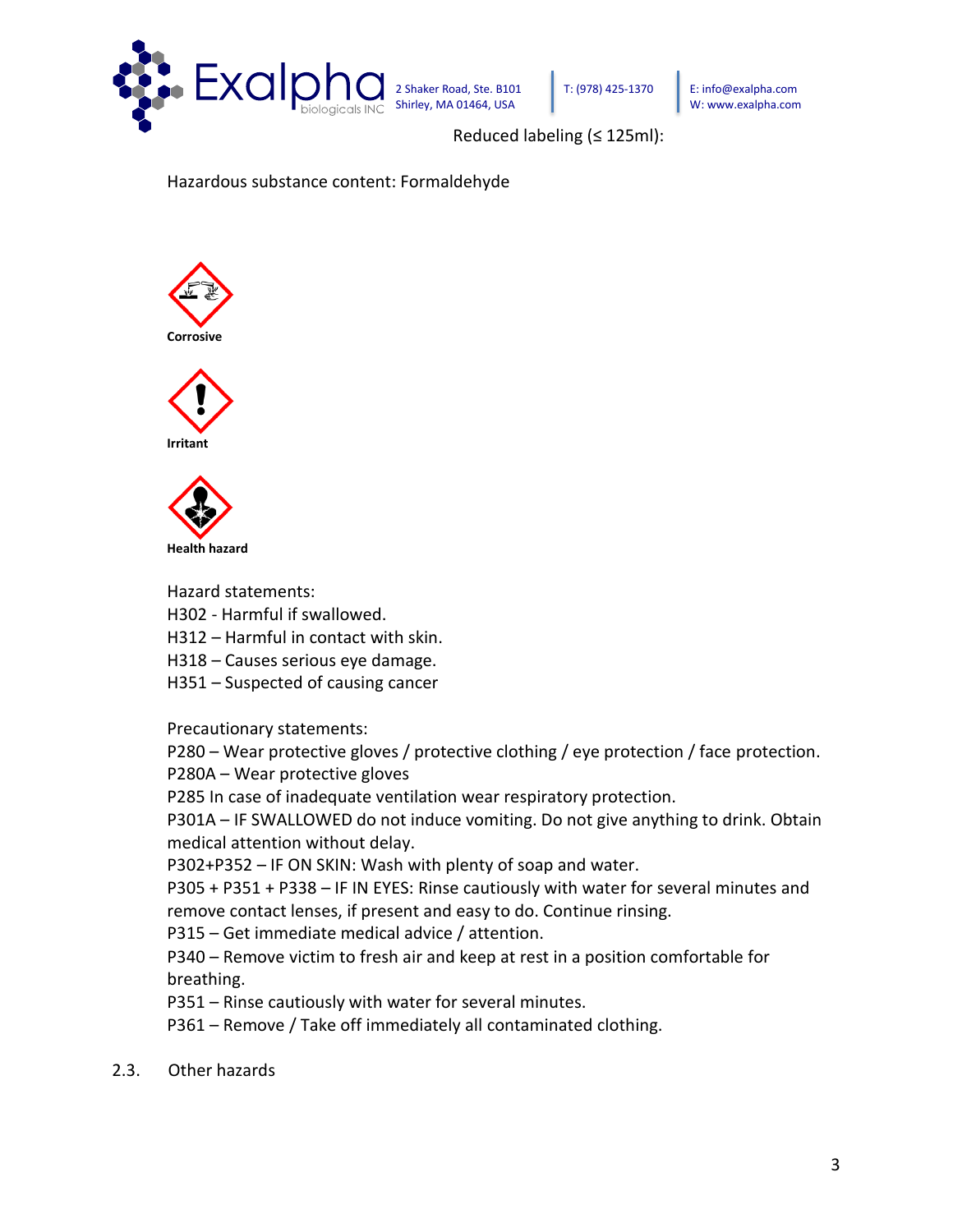Reduced labeling (≤ 125ml):

Hazardous substance content: Formaldehyde

**Corrosive**

**Irritant**

**Health hazard**

Hazard statements:
H302 - Harmful if swallowed.
H312 – Harmful in contact with skin.
H318 – Causes serious eye damage.
H351 – Suspected of causing cancer

Precautionary statements:
P280 – Wear protective gloves / protective clothing / eye protection / face protection.
P280A – Wear protective gloves
P285 In case of inadequate ventilation wear respiratory protection.
P301A – IF SWALLOWED do not induce vomiting. Do not give anything to drink. Obtain medical attention without delay.
P302+P352 – IF ON SKIN: Wash with plenty of soap and water.
P305 + P351 + P338 – IF IN EYES: Rinse cautiously with water for several minutes and remove contact lenses, if present and easy to do. Continue rinsing.
P315 – Get immediate medical advice / attention.
P340 – Remove victim to fresh air and keep at rest in a position comfortable for breathing.
P351 – Rinse cautiously with water for several minutes.
P361 – Remove / Take off immediately all contaminated clothing.

2.3. Other hazards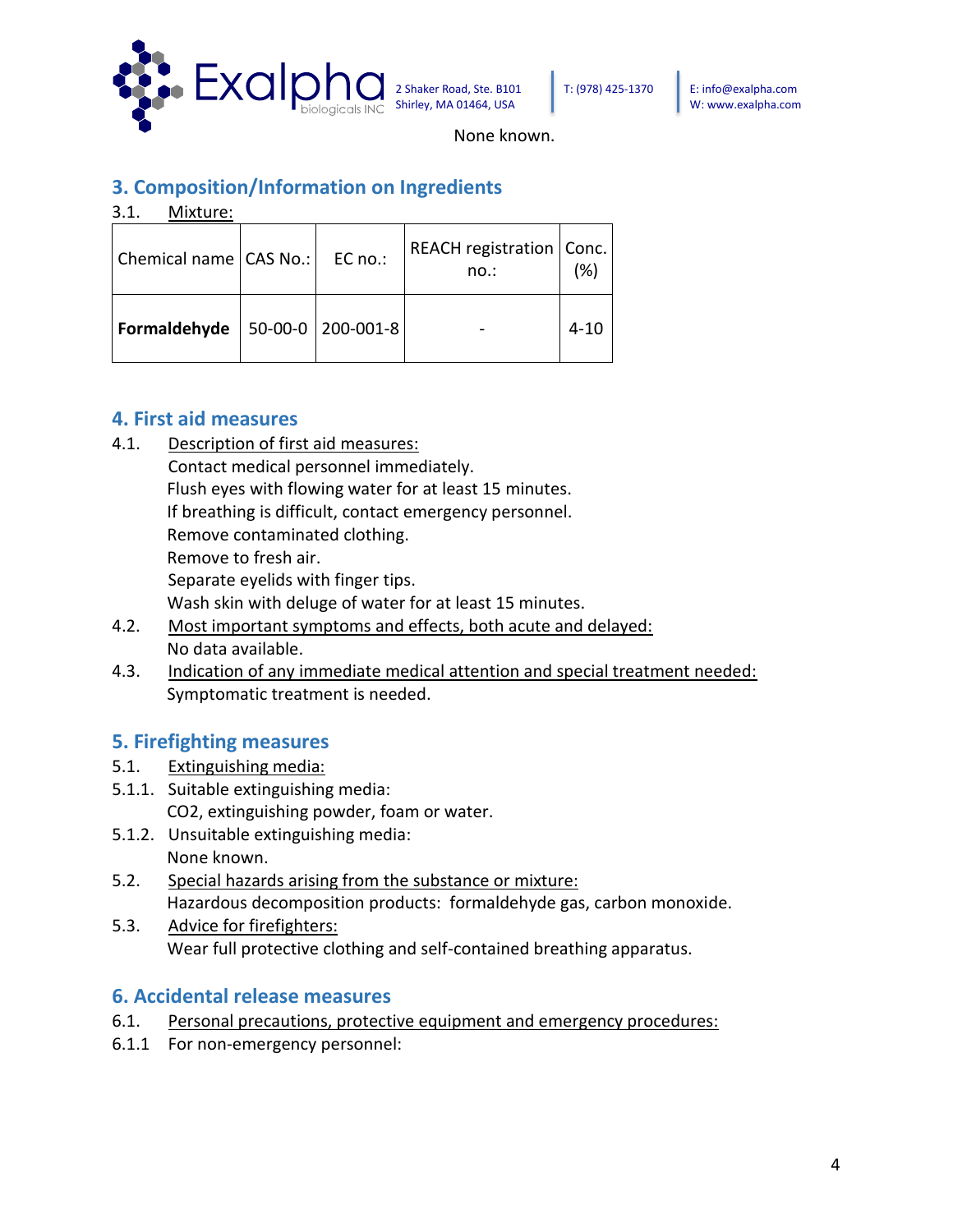None known.

## 3. Composition/Information on Ingredients

3.1. Mixture:

| Chemical name | CAS No.: | EC no.: | REACH registration no.: | Conc. (%) |
|---|---|---|---|---|
| **Formaldehyde** | 50-00-0 | 200-001-8 | - | 4-10 |

## 4. First aid measures

4.1. Description of first aid measures:

Contact medical personnel immediately.
Flush eyes with flowing water for at least 15 minutes.
If breathing is difficult, contact emergency personnel.
Remove contaminated clothing.
Remove to fresh air.
Separate eyelids with finger tips.
Wash skin with deluge of water for at least 15 minutes.

4.2. Most important symptoms and effects, both acute and delayed:

No data available.

4.3. Indication of any immediate medical attention and special treatment needed:

Symptomatic treatment is needed.

## 5. Firefighting measures

5.1. Extinguishing media:

5.1.1. Suitable extinguishing media:

$CO_2$, extinguishing powder, foam or water.

5.1.2. Unsuitable extinguishing media:

None known.

5.2. Special hazards arising from the substance or mixture:

Hazardous decomposition products: formaldehyde gas, carbon monoxide.

5.3. Advice for firefighters:

Wear full protective clothing and self-contained breathing apparatus.

## 6. Accidental release measures

6.1. Personal precautions, protective equipment and emergency procedures:

6.1.1 For non-emergency personnel: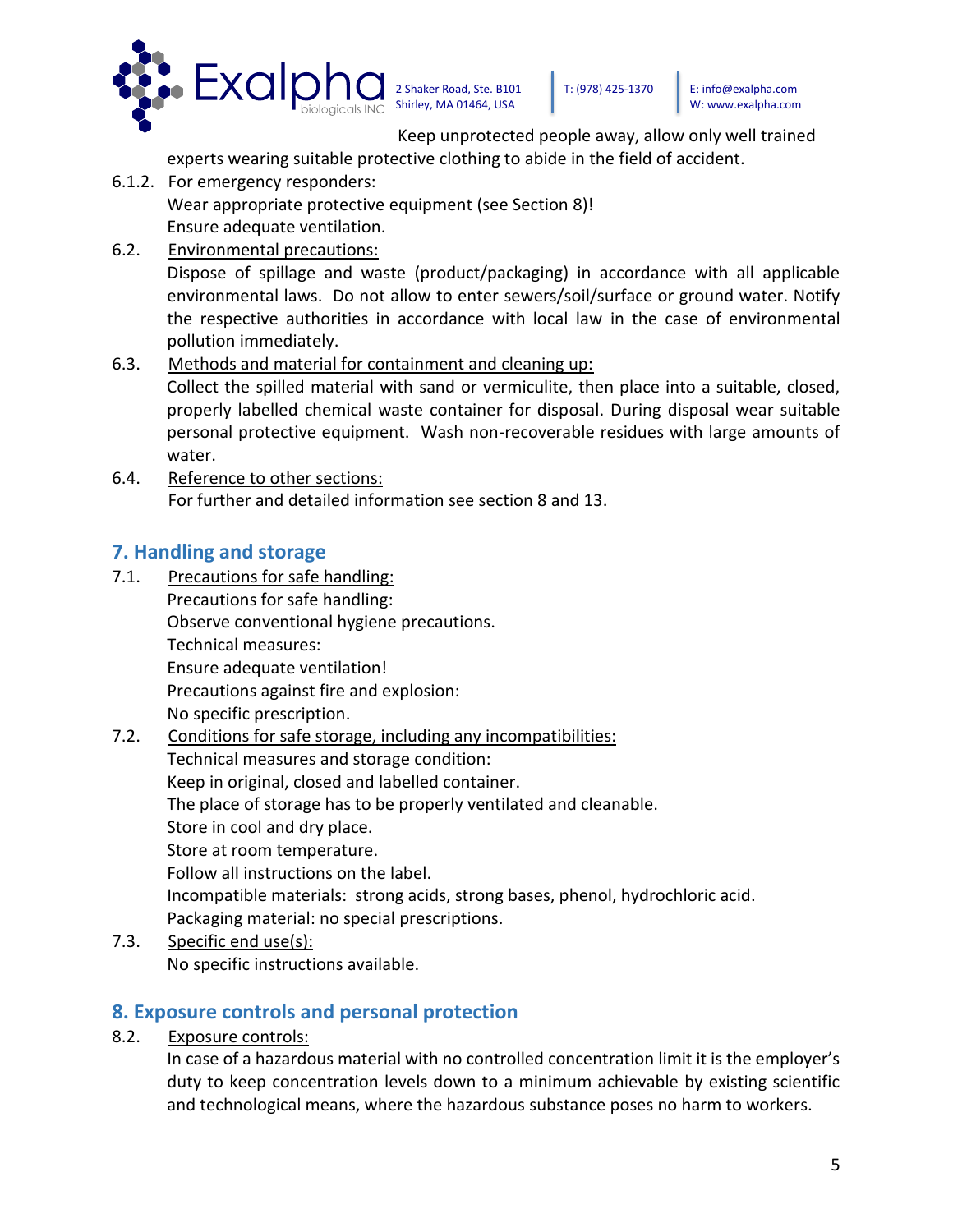Keep unprotected people away, allow only well trained experts wearing suitable protective clothing to abide in the field of accident.

6.1.2. For emergency responders:
Wear appropriate protective equipment (see Section 8)!
Ensure adequate ventilation.

6.2. Environmental precautions:
Dispose of spillage and waste (product/packaging) in accordance with all applicable environmental laws. Do not allow to enter sewers/soil/surface or ground water. Notify the respective authorities in accordance with local law in the case of environmental pollution immediately.

6.3. Methods and material for containment and cleaning up:
Collect the spilled material with sand or vermiculite, then place into a suitable, closed, properly labelled chemical waste container for disposal. During disposal wear suitable personal protective equipment. Wash non-recoverable residues with large amounts of water.

6.4. Reference to other sections:
For further and detailed information see section 8 and 13.

## 7. Handling and storage

7.1. Precautions for safe handling:
Precautions for safe handling:
Observe conventional hygiene precautions.
Technical measures:
Ensure adequate ventilation!
Precautions against fire and explosion:
No specific prescription.

7.2. Conditions for safe storage, including any incompatibilities:
Technical measures and storage condition:
Keep in original, closed and labelled container.
The place of storage has to be properly ventilated and cleanable.
Store in cool and dry place.
Store at room temperature.
Follow all instructions on the label.
Incompatible materials: strong acids, strong bases, phenol, hydrochloric acid.
Packaging material: no special prescriptions.

7.3. Specific end use(s):
No specific instructions available.

## 8. Exposure controls and personal protection

8.2. Exposure controls:
In case of a hazardous material with no controlled concentration limit it is the employer's duty to keep concentration levels down to a minimum achievable by existing scientific and technological means, where the hazardous substance poses no harm to workers.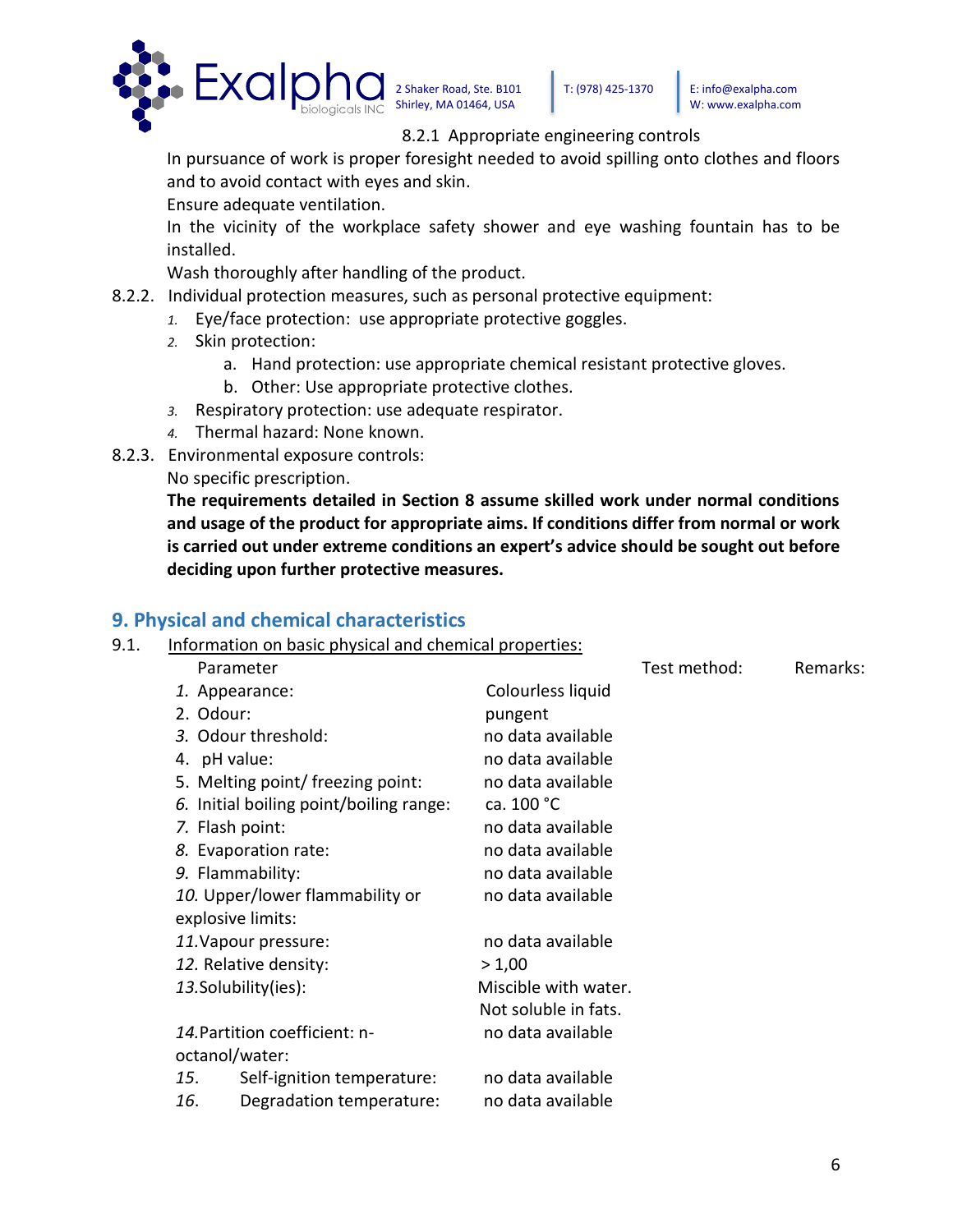8.2.1 Appropriate engineering controls

In pursuance of work is proper foresight needed to avoid spilling onto clothes and floors and to avoid contact with eyes and skin.

Ensure adequate ventilation.

In the vicinity of the workplace safety shower and eye washing fountain has to be installed.

Wash thoroughly after handling of the product.

8.2.2. Individual protection measures, such as personal protective equipment:

1. Eye/face protection: use appropriate protective goggles.
2. Skin protection:
   a. Hand protection: use appropriate chemical resistant protective gloves.
   b. Other: Use appropriate protective clothes.
3. Respiratory protection: use adequate respirator.
4. Thermal hazard: None known.

8.2.3. Environmental exposure controls:

No specific prescription.

**The requirements detailed in Section 8 assume skilled work under normal conditions and usage of the product for appropriate aims. If conditions differ from normal or work is carried out under extreme conditions an expert's advice should be sought out before deciding upon further protective measures.**

## 9. Physical and chemical characteristics

9.1. Information on basic physical and chemical properties:

| Parameter | | Test method: | Remarks: |
|---|---|---|---|
| 1. Appearance: | Colourless liquid | | |
| 2. Odour: | pungent | | |
| 3. Odour threshold: | no data available | | |
| 4. pH value: | no data available | | |
| 5. Melting point/ freezing point: | no data available | | |
| 6. Initial boiling point/boiling range: | ca. 100 °C | | |
| 7. Flash point: | no data available | | |
| 8. Evaporation rate: | no data available | | |
| 9. Flammability: | no data available | | |
| 10. Upper/lower flammability or explosive limits: | no data available | | |
| 11. Vapour pressure: | no data available | | |
| 12. Relative density: | > 1,00 | | |
| 13. Solubility(ies): | Miscible with water. Not soluble in fats. | | |
| 14. Partition coefficient: n-octanol/water: | no data available | | |
| 15. Self-ignition temperature: | no data available | | |
| 16. Degradation temperature: | no data available | | |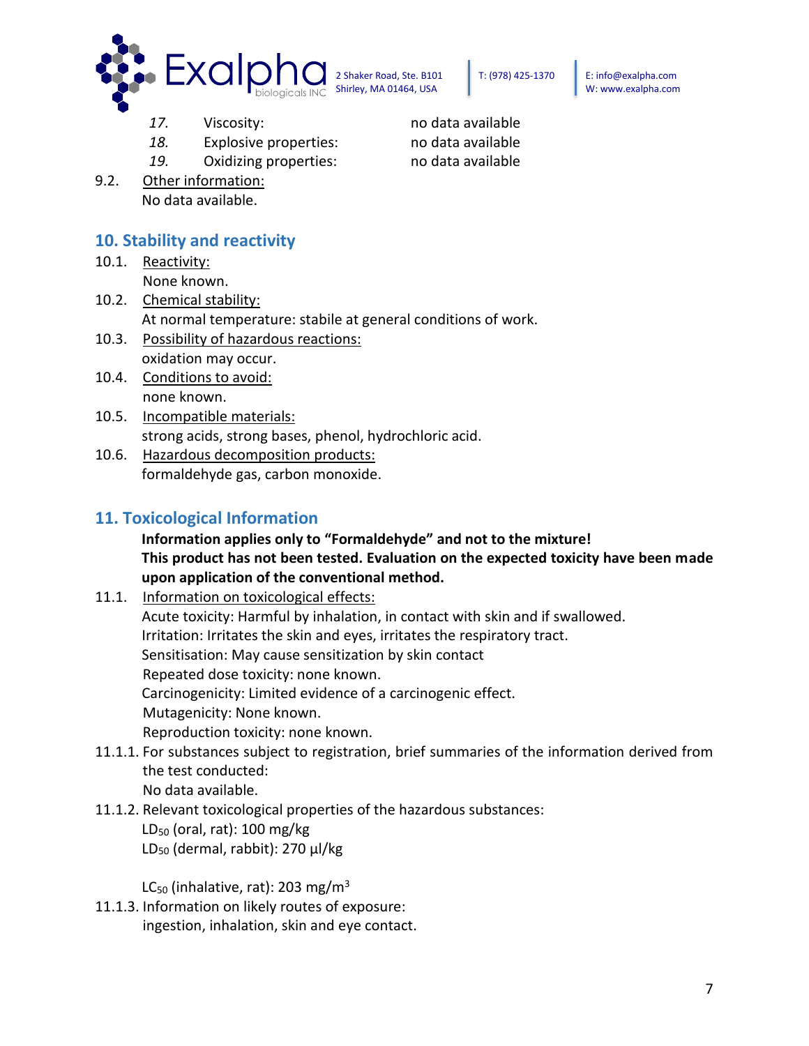17. Viscosity: no data available
18. Explosive properties: no data available
19. Oxidizing properties: no data available

9.2. Other information:
No data available.

## 10. Stability and reactivity

10.1. Reactivity:
None known.

10.2. Chemical stability:
At normal temperature: stabile at general conditions of work.

10.3. Possibility of hazardous reactions:
oxidation may occur.

10.4. Conditions to avoid:
none known.

10.5. Incompatible materials:
strong acids, strong bases, phenol, hydrochloric acid.

10.6. Hazardous decomposition products:
formaldehyde gas, carbon monoxide.

## 11. Toxicological Information

**Information applies only to “Formaldehyde” and not to the mixture!**
**This product has not been tested. Evaluation on the expected toxicity have been made upon application of the conventional method.**

11.1. Information on toxicological effects:
Acute toxicity: Harmful by inhalation, in contact with skin and if swallowed.
Irritation: Irritates the skin and eyes, irritates the respiratory tract.
Sensitisation: May cause sensitization by skin contact
Repeated dose toxicity: none known.
Carcinogenicity: Limited evidence of a carcinogenic effect.
Mutagenicity: None known.
Reproduction toxicity: none known.

11.1.1. For substances subject to registration, brief summaries of the information derived from the test conducted:
No data available.

11.1.2. Relevant toxicological properties of the hazardous substances:
$LD_{50}$ (oral, rat): 100 mg/kg
$LD_{50}$ (dermal, rabbit): 270 µl/kg

$LC_{50}$ (inhalative, rat): 203 $mg/m^3$

11.1.3. Information on likely routes of exposure:
ingestion, inhalation, skin and eye contact.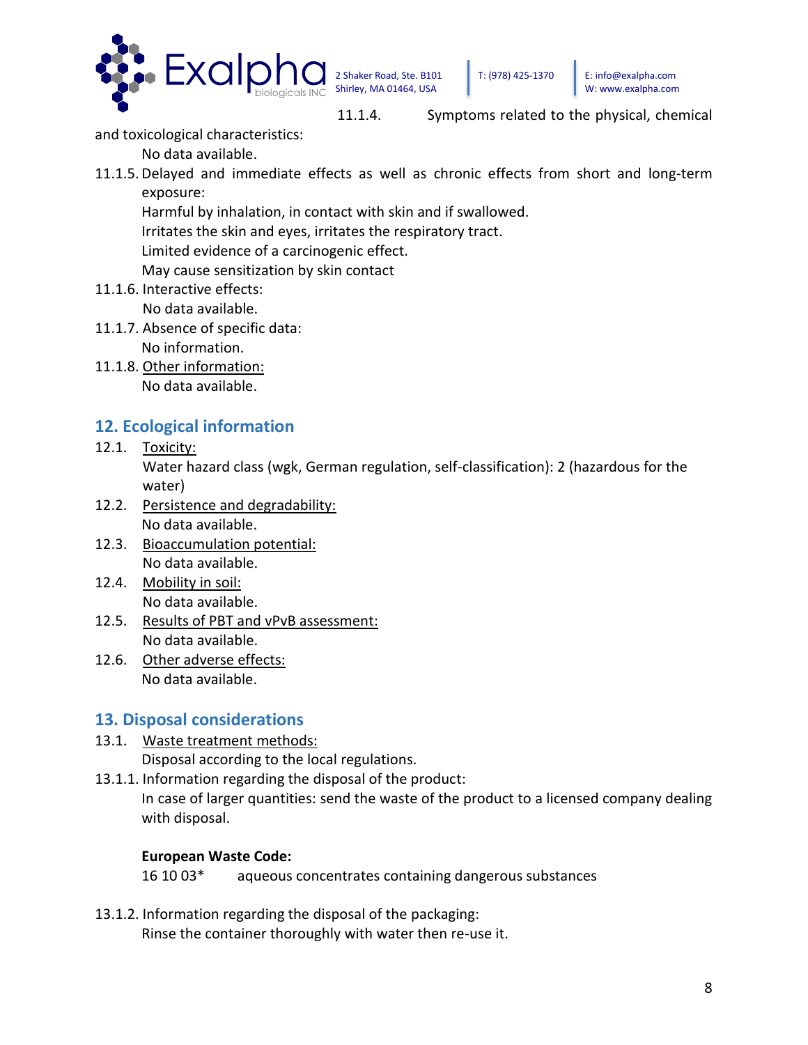11.1.4. Symptoms related to the physical, chemical and toxicological characteristics:

No data available.

11.1.5. Delayed and immediate effects as well as chronic effects from short and long-term exposure:

Harmful by inhalation, in contact with skin and if swallowed.
Irritates the skin and eyes, irritates the respiratory tract.
Limited evidence of a carcinogenic effect.
May cause sensitization by skin contact

11.1.6. Interactive effects:

No data available.

11.1.7. Absence of specific data:

No information.

11.1.8. Other information:

No data available.

## 12. Ecological information

12.1. Toxicity:

Water hazard class (wgk, German regulation, self-classification): 2 (hazardous for the water)

12.2. Persistence and degradability:

No data available.

12.3. Bioaccumulation potential:

No data available.

12.4. Mobility in soil:

No data available.

12.5. Results of PBT and vPvB assessment:

No data available.

12.6. Other adverse effects:

No data available.

## 13. Disposal considerations

13.1. Waste treatment methods:

Disposal according to the local regulations.

13.1.1. Information regarding the disposal of the product:

In case of larger quantities: send the waste of the product to a licensed company dealing with disposal.

**European Waste Code:**

16 10 03* aqueous concentrates containing dangerous substances

13.1.2. Information regarding the disposal of the packaging:

Rinse the container thoroughly with water then re-use it.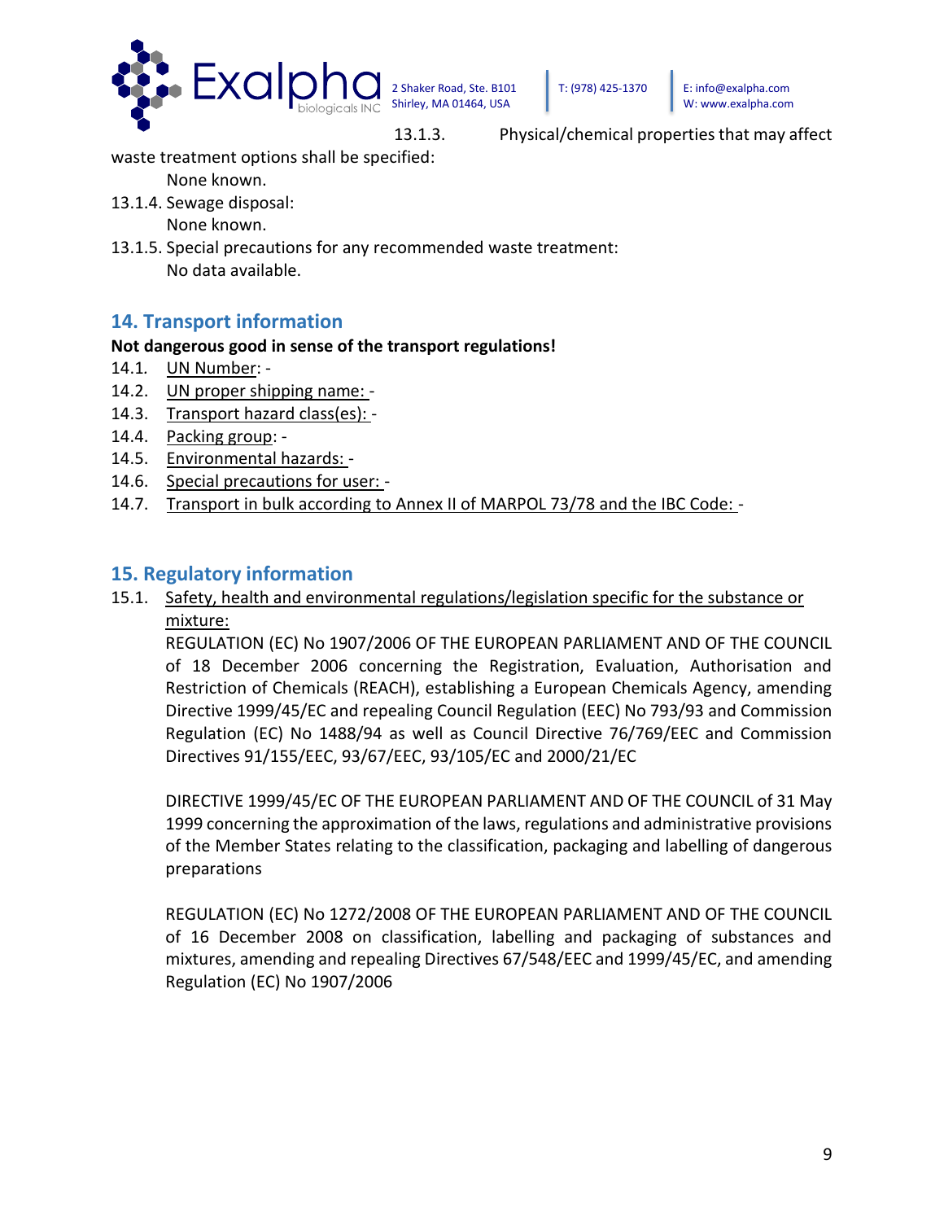13.1.3. Physical/chemical properties that may affect waste treatment options shall be specified:

None known.

13.1.4. Sewage disposal:

None known.

13.1.5. Special precautions for any recommended waste treatment:

No data available.

## 14. Transport information

**Not dangerous good in sense of the transport regulations!**

14.1. UN Number: -

14.2. UN proper shipping name: -

14.3. Transport hazard class(es): -

14.4. Packing group: -

14.5. Environmental hazards: -

14.6. Special precautions for user: -

14.7. Transport in bulk according to Annex II of MARPOL 73/78 and the IBC Code: -

## 15. Regulatory information

15.1. Safety, health and environmental regulations/legislation specific for the substance or mixture:

REGULATION (EC) No 1907/2006 OF THE EUROPEAN PARLIAMENT AND OF THE COUNCIL of 18 December 2006 concerning the Registration, Evaluation, Authorisation and Restriction of Chemicals (REACH), establishing a European Chemicals Agency, amending Directive 1999/45/EC and repealing Council Regulation (EEC) No 793/93 and Commission Regulation (EC) No 1488/94 as well as Council Directive 76/769/EEC and Commission Directives 91/155/EEC, 93/67/EEC, 93/105/EC and 2000/21/EC

DIRECTIVE 1999/45/EC OF THE EUROPEAN PARLIAMENT AND OF THE COUNCIL of 31 May 1999 concerning the approximation of the laws, regulations and administrative provisions of the Member States relating to the classification, packaging and labelling of dangerous preparations

REGULATION (EC) No 1272/2008 OF THE EUROPEAN PARLIAMENT AND OF THE COUNCIL of 16 December 2008 on classification, labelling and packaging of substances and mixtures, amending and repealing Directives 67/548/EEC and 1999/45/EC, and amending Regulation (EC) No 1907/2006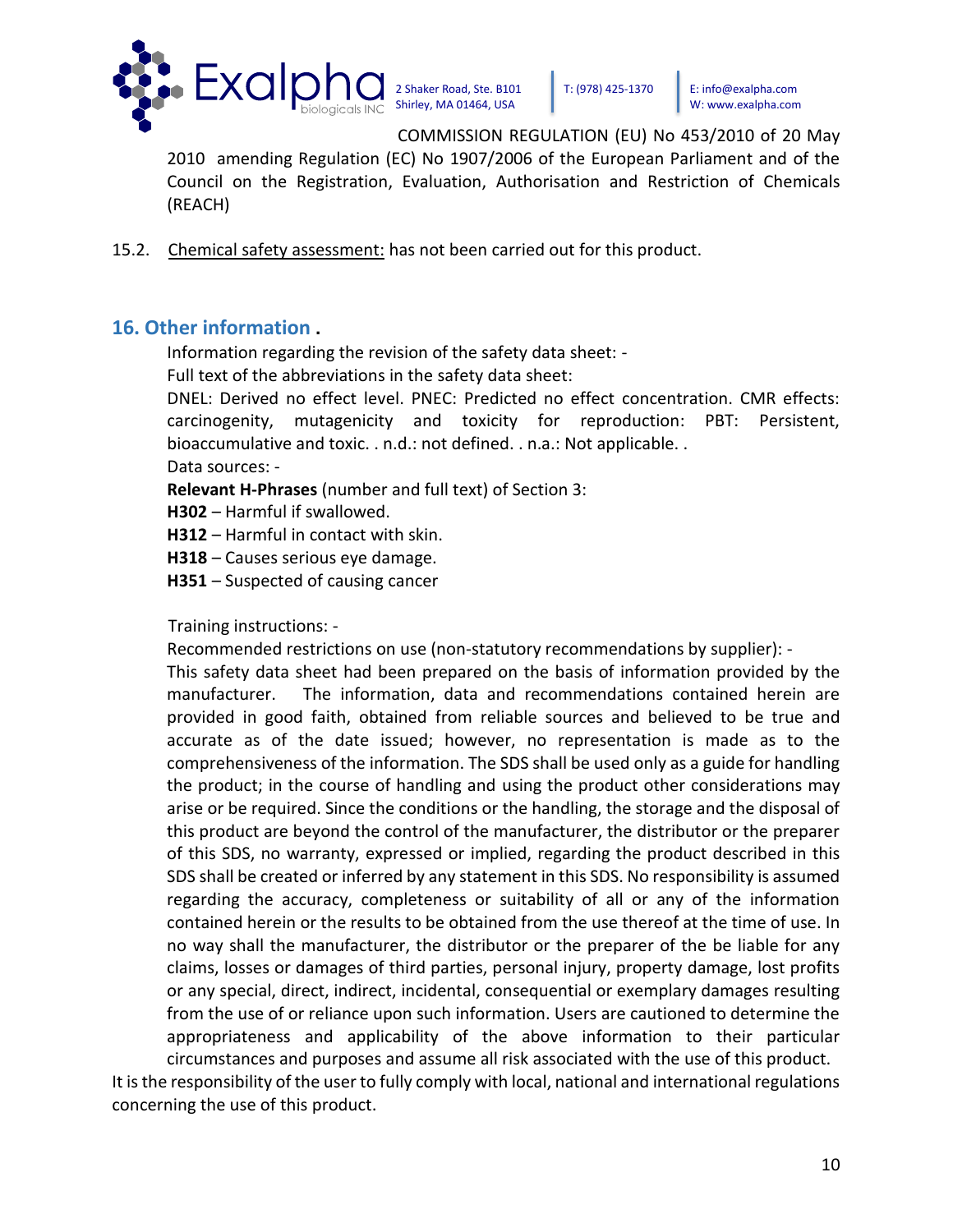COMMISSION REGULATION (EU) No 453/2010 of 20 May 2010 amending Regulation (EC) No 1907/2006 of the European Parliament and of the Council on the Registration, Evaluation, Authorisation and Restriction of Chemicals (REACH)

15.2. Chemical safety assessment: has not been carried out for this product.

## 16. Other information .

Information regarding the revision of the safety data sheet: -

Full text of the abbreviations in the safety data sheet:

DNEL: Derived no effect level. PNEC: Predicted no effect concentration. CMR effects: carcinogenity, mutagenicity and toxicity for reproduction: PBT: Persistent, bioaccumulative and toxic. . n.d.: not defined. . n.a.: Not applicable. .

Data sources: -

**Relevant H-Phrases** (number and full text) of Section 3:

**H302** – Harmful if swallowed.

**H312** – Harmful in contact with skin.

**H318** – Causes serious eye damage.

**H351** – Suspected of causing cancer

Training instructions: -

Recommended restrictions on use (non-statutory recommendations by supplier): -

This safety data sheet had been prepared on the basis of information provided by the manufacturer. The information, data and recommendations contained herein are provided in good faith, obtained from reliable sources and believed to be true and accurate as of the date issued; however, no representation is made as to the comprehensiveness of the information. The SDS shall be used only as a guide for handling the product; in the course of handling and using the product other considerations may arise or be required. Since the conditions or the handling, the storage and the disposal of this product are beyond the control of the manufacturer, the distributor or the preparer of this SDS, no warranty, expressed or implied, regarding the product described in this SDS shall be created or inferred by any statement in this SDS. No responsibility is assumed regarding the accuracy, completeness or suitability of all or any of the information contained herein or the results to be obtained from the use thereof at the time of use. In no way shall the manufacturer, the distributor or the preparer of the be liable for any claims, losses or damages of third parties, personal injury, property damage, lost profits or any special, direct, indirect, incidental, consequential or exemplary damages resulting from the use of or reliance upon such information. Users are cautioned to determine the appropriateness and applicability of the above information to their particular circumstances and purposes and assume all risk associated with the use of this product.

It is the responsibility of the user to fully comply with local, national and international regulations concerning the use of this product.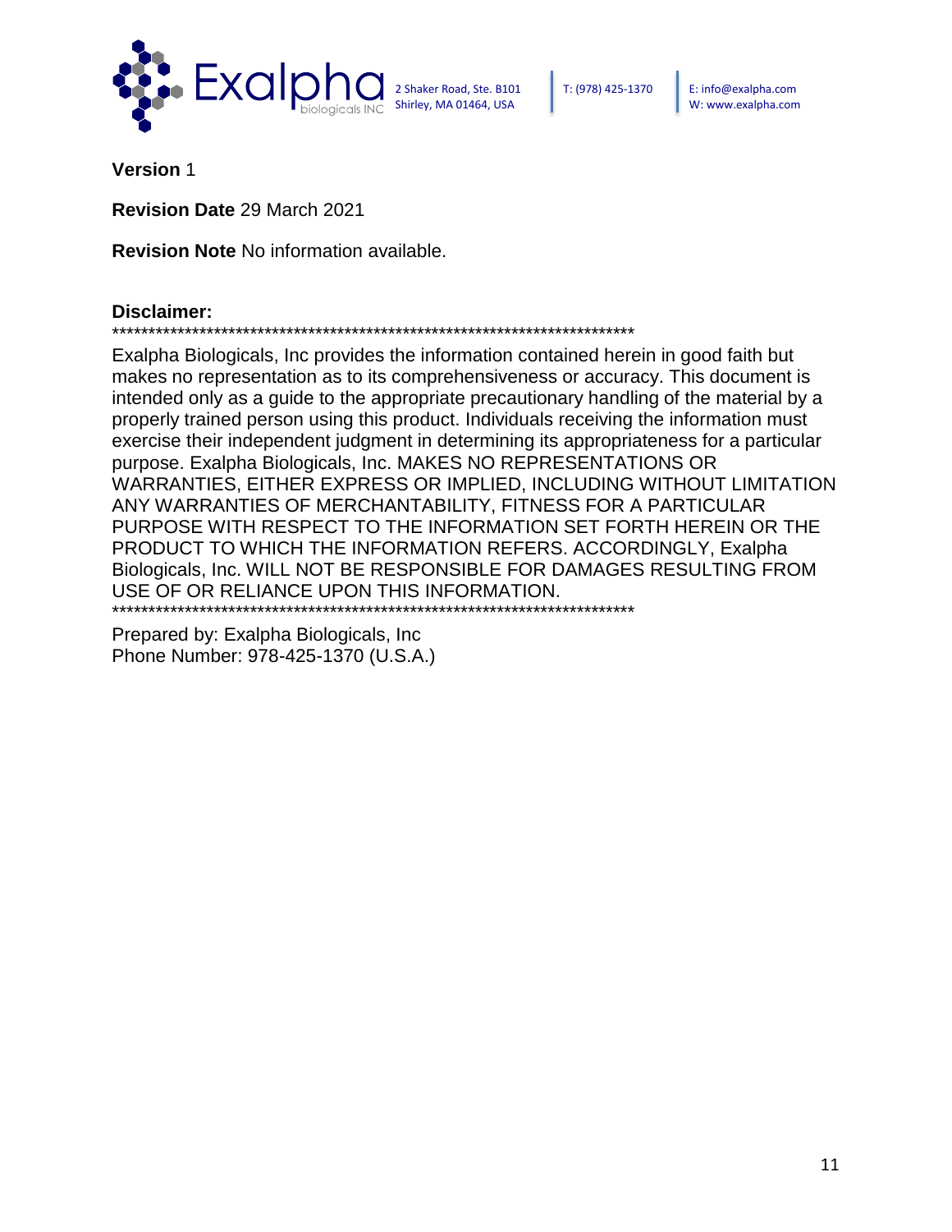**Version** 1

**Revision Date** 29 March 2021

**Revision Note** No information available.

**Disclaimer:**

***************************************************************************

Exalpha Biologicals, Inc provides the information contained herein in good faith but makes no representation as to its comprehensiveness or accuracy. This document is intended only as a guide to the appropriate precautionary handling of the material by a properly trained person using this product. Individuals receiving the information must exercise their independent judgment in determining its appropriateness for a particular purpose. Exalpha Biologicals, Inc. MAKES NO REPRESENTATIONS OR WARRANTIES, EITHER EXPRESS OR IMPLIED, INCLUDING WITHOUT LIMITATION ANY WARRANTIES OF MERCHANTABILITY, FITNESS FOR A PARTICULAR PURPOSE WITH RESPECT TO THE INFORMATION SET FORTH HEREIN OR THE PRODUCT TO WHICH THE INFORMATION REFERS. ACCORDINGLY, Exalpha Biologicals, Inc. WILL NOT BE RESPONSIBLE FOR DAMAGES RESULTING FROM USE OF OR RELIANCE UPON THIS INFORMATION.

***************************************************************************

Prepared by: Exalpha Biologicals, Inc
Phone Number: 978-425-1370 (U.S.A.)